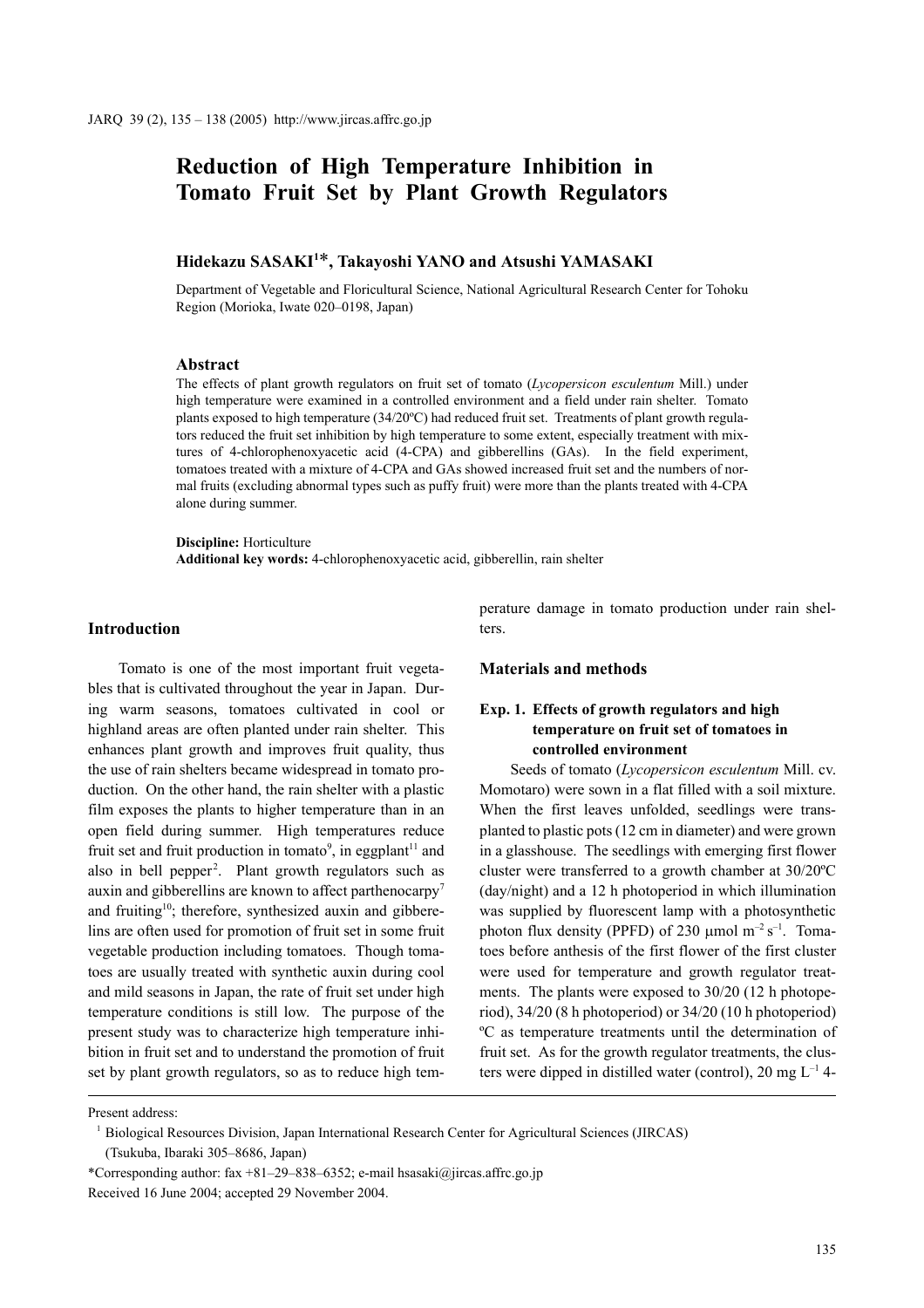# Reduction of High Temperature Inhibition in Tomato Fruit Set by Plant Growth Regulators

**Hidekazu SASAKI[1]\*, Takayoshi YANO and Atsushi YAMASAKI**

Department of Vegetable and Floricultural Science, National Agricultural Research Center for Tohoku Region (Morioka, Iwate 020–0198, Japan)

## Abstract

The effects of plant growth regulators on fruit set of tomato (*Lycopersicon esculentum* Mill.) under high temperature were examined in a controlled environment and a field under rain shelter. Tomato plants exposed to high temperature (34/20ºC) had reduced fruit set. Treatments of plant growth regulators reduced the fruit set inhibition by high temperature to some extent, especially treatment with mixtures of 4-chlorophenoxyacetic acid (4-CPA) and gibberellins (GAs). In the field experiment, tomatoes treated with a mixture of 4-CPA and GAs showed increased fruit set and the numbers of normal fruits (excluding abnormal types such as puffy fruit) were more than the plants treated with 4-CPA alone during summer.

**Discipline:** Horticulture
**Additional key words:** 4-chlorophenoxyacetic acid, gibberellin, rain shelter

## Introduction

Tomato is one of the most important fruit vegetables that is cultivated throughout the year in Japan. During warm seasons, tomatoes cultivated in cool or highland areas are often planted under rain shelter. This enhances plant growth and improves fruit quality, thus the use of rain shelters became widespread in tomato production. On the other hand, the rain shelter with a plastic film exposes the plants to higher temperature than in an open field during summer. High temperatures reduce fruit set and fruit production in tomato[9], in eggplant[11] and also in bell pepper[2]. Plant growth regulators such as auxin and gibberellins are known to affect parthenocarpy[7] and fruiting[10]; therefore, synthesized auxin and gibberellins are often used for promotion of fruit set in some fruit vegetable production including tomatoes. Though tomatoes are usually treated with synthetic auxin during cool and mild seasons in Japan, the rate of fruit set under high temperature conditions is still low. The purpose of the present study was to characterize high temperature inhibition in fruit set and to understand the promotion of fruit set by plant growth regulators, so as to reduce high temperature damage in tomato production under rain shelters.

## Materials and methods

### Exp. 1. Effects of growth regulators and high temperature on fruit set of tomatoes in controlled environment

Seeds of tomato (*Lycopersicon esculentum* Mill. cv. Momotaro) were sown in a flat filled with a soil mixture. When the first leaves unfolded, seedlings were transplanted to plastic pots (12 cm in diameter) and were grown in a glasshouse. The seedlings with emerging first flower cluster were transferred to a growth chamber at 30/20ºC (day/night) and a 12 h photoperiod in which illumination was supplied by fluorescent lamp with a photosynthetic photon flux density (PPFD) of 230 µmol $m^{-2}$ $s^{-1}$. Tomatoes before anthesis of the first flower of the first cluster were used for temperature and growth regulator treatments. The plants were exposed to 30/20 (12 h photoperiod), 34/20 (8 h photoperiod) or 34/20 (10 h photoperiod) ºC as temperature treatments until the determination of fruit set. As for the growth regulator treatments, the clusters were dipped in distilled water (control), 20 mg $L^{-1}$ 4-

---

Present address:
[1] Biological Resources Division, Japan International Research Center for Agricultural Sciences (JIRCAS) (Tsukuba, Ibaraki 305–8686, Japan)
\*Corresponding author: fax +81–29–838–6352; e-mail hsasaki@jircas.affrc.go.jp
Received 16 June 2004; accepted 29 November 2004.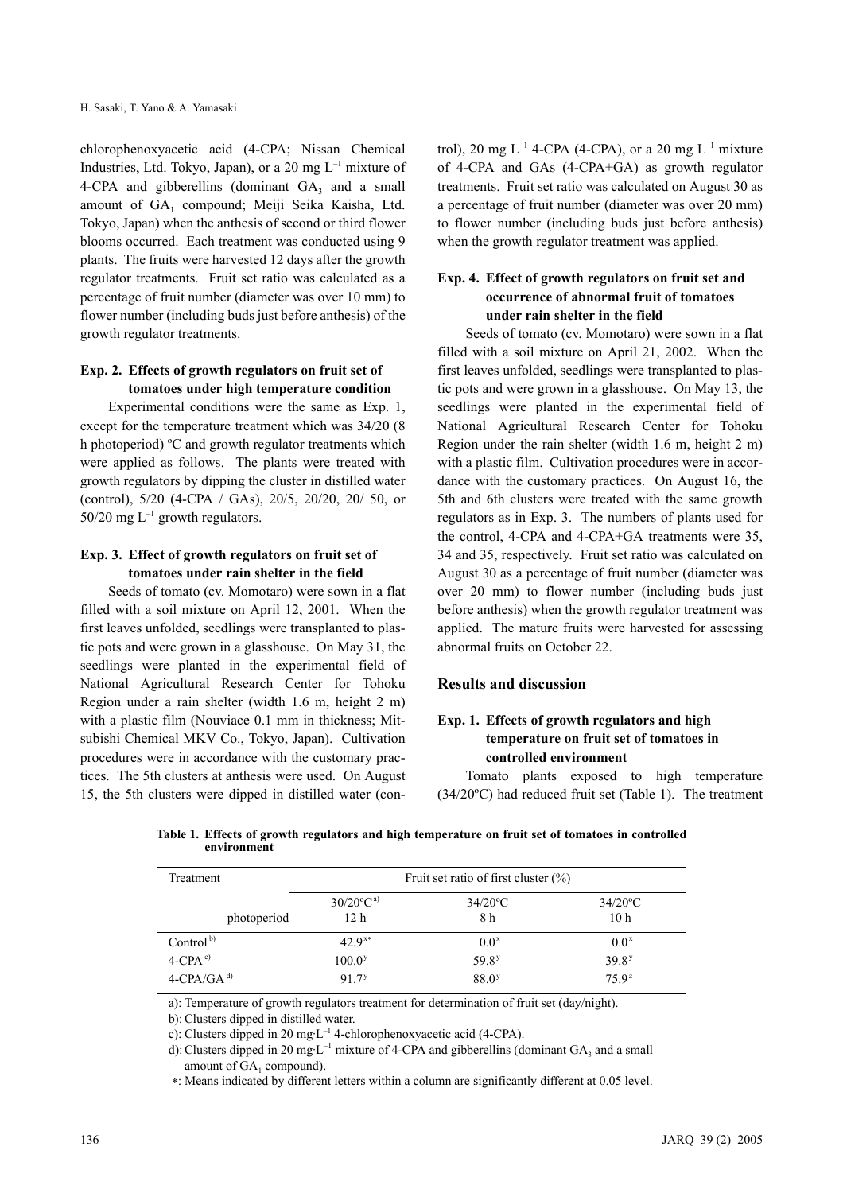chlorophenoxyacetic acid (4-CPA; Nissan Chemical Industries, Ltd. Tokyo, Japan), or a 20 mg $L^{-1}$ mixture of 4-CPA and gibberellins (dominant $GA_3$ and a small amount of $GA_1$ compound; Meiji Seika Kaisha, Ltd. Tokyo, Japan) when the anthesis of second or third flower blooms occurred. Each treatment was conducted using 9 plants. The fruits were harvested 12 days after the growth regulator treatments. Fruit set ratio was calculated as a percentage of fruit number (diameter was over 10 mm) to flower number (including buds just before anthesis) of the growth regulator treatments.

### Exp. 2. Effects of growth regulators on fruit set of tomatoes under high temperature condition

Experimental conditions were the same as Exp. 1, except for the temperature treatment which was 34/20 (8 h photoperiod) ºC and growth regulator treatments which were applied as follows. The plants were treated with growth regulators by dipping the cluster in distilled water (control), 5/20 (4-CPA / GAs), 20/5, 20/20, 20/ 50, or 50/20 mg $L^{-1}$ growth regulators.

### Exp. 3. Effect of growth regulators on fruit set of tomatoes under rain shelter in the field

Seeds of tomato (cv. Momotaro) were sown in a flat filled with a soil mixture on April 12, 2001. When the first leaves unfolded, seedlings were transplanted to plastic pots and were grown in a glasshouse. On May 31, the seedlings were planted in the experimental field of National Agricultural Research Center for Tohoku Region under a rain shelter (width 1.6 m, height 2 m) with a plastic film (Nouviace 0.1 mm in thickness; Mitsubishi Chemical MKV Co., Tokyo, Japan). Cultivation procedures were in accordance with the customary practices. The 5th clusters at anthesis were used. On August 15, the 5th clusters were dipped in distilled water (control), 20 mg $L^{-1}$ 4-CPA (4-CPA), or a 20 mg $L^{-1}$ mixture of 4-CPA and GAs (4-CPA+GA) as growth regulator treatments. Fruit set ratio was calculated on August 30 as a percentage of fruit number (diameter was over 20 mm) to flower number (including buds just before anthesis) when the growth regulator treatment was applied.

### Exp. 4. Effect of growth regulators on fruit set and occurrence of abnormal fruit of tomatoes under rain shelter in the field

Seeds of tomato (cv. Momotaro) were sown in a flat filled with a soil mixture on April 21, 2002. When the first leaves unfolded, seedlings were transplanted to plastic pots and were grown in a glasshouse. On May 13, the seedlings were planted in the experimental field of National Agricultural Research Center for Tohoku Region under the rain shelter (width 1.6 m, height 2 m) with a plastic film. Cultivation procedures were in accordance with the customary practices. On August 16, the 5th and 6th clusters were treated with the same growth regulators as in Exp. 3. The numbers of plants used for the control, 4-CPA and 4-CPA+GA treatments were 35, 34 and 35, respectively. Fruit set ratio was calculated on August 30 as a percentage of fruit number (diameter was over 20 mm) to flower number (including buds just before anthesis) when the growth regulator treatment was applied. The mature fruits were harvested for assessing abnormal fruits on October 22.

## Results and discussion

### Exp. 1. Effects of growth regulators and high temperature on fruit set of tomatoes in controlled environment

Tomato plants exposed to high temperature (34/20ºC) had reduced fruit set (Table 1). The treatment

**Table 1. Effects of growth regulators and high temperature on fruit set of tomatoes in controlled environment**

| Treatment | Fruit set ratio of first cluster (%) | | |
|---|---|---|---|
| | 30/20ºC [a)] | 34/20ºC | 34/20ºC |
| photoperiod | 12 h | 8 h | 10 h |
| Control [b)] | 42.9 [x*] | 0.0 [x] | 0.0 [x] |
| 4-CPA [c)] | 100.0 [y] | 59.8 [y] | 39.8 [y] |
| 4-CPA/GA [d)] | 91.7 [y] | 88.0 [y] | 75.9 [z] |

a): Temperature of growth regulators treatment for determination of fruit set (day/night).

b): Clusters dipped in distilled water.

c): Clusters dipped in 20 mg·$L^{-1}$ 4-chlorophenoxyacetic acid (4-CPA).

d): Clusters dipped in 20 mg·$L^{-1}$ mixture of 4-CPA and gibberellins (dominant $GA_3$ and a small amount of $GA_1$ compound).

*: Means indicated by different letters within a column are significantly different at 0.05 level.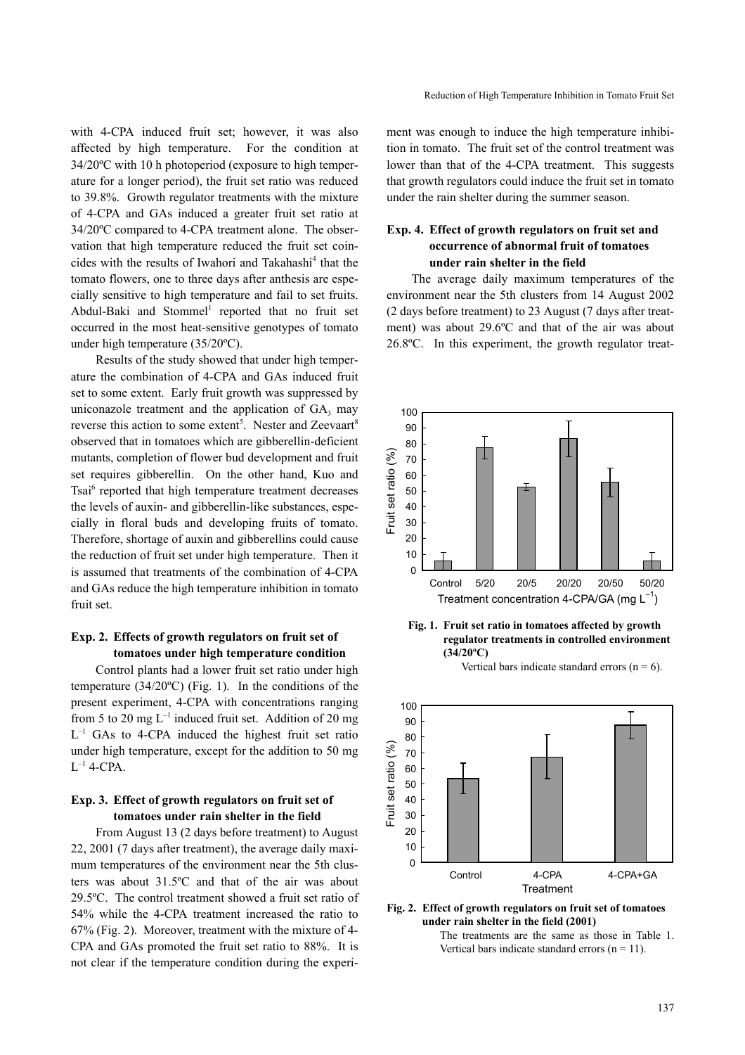with 4-CPA induced fruit set; however, it was also affected by high temperature. For the condition at 34/20ºC with 10 h photoperiod (exposure to high temperature for a longer period), the fruit set ratio was reduced to 39.8%. Growth regulator treatments with the mixture of 4-CPA and GAs induced a greater fruit set ratio at 34/20ºC compared to 4-CPA treatment alone. The observation that high temperature reduced the fruit set coincides with the results of Iwahori and Takahashi[4] that the tomato flowers, one to three days after anthesis are especially sensitive to high temperature and fail to set fruits. Abdul-Baki and Stommel[1] reported that no fruit set occurred in the most heat-sensitive genotypes of tomato under high temperature (35/20ºC).

Results of the study showed that under high temperature the combination of 4-CPA and GAs induced fruit set to some extent. Early fruit growth was suppressed by uniconazole treatment and the application of $GA_3$ may reverse this action to some extent[5]. Nester and Zeevaart[8] observed that in tomatoes which are gibberellin-deficient mutants, completion of flower bud development and fruit set requires gibberellin. On the other hand, Kuo and Tsai[6] reported that high temperature treatment decreases the levels of auxin- and gibberellin-like substances, especially in floral buds and developing fruits of tomato. Therefore, shortage of auxin and gibberellins could cause the reduction of fruit set under high temperature. Then it is assumed that treatments of the combination of 4-CPA and GAs reduce the high temperature inhibition in tomato fruit set.

### Exp. 2. Effects of growth regulators on fruit set of tomatoes under high temperature condition

Control plants had a lower fruit set ratio under high temperature (34/20ºC) (Fig. 1). In the conditions of the present experiment, 4-CPA with concentrations ranging from 5 to 20 mg $L^{-1}$ induced fruit set. Addition of 20 mg $L^{-1}$ GAs to 4-CPA induced the highest fruit set ratio under high temperature, except for the addition to 50 mg $L^{-1}$ 4-CPA.

### Exp. 3. Effect of growth regulators on fruit set of tomatoes under rain shelter in the field

From August 13 (2 days before treatment) to August 22, 2001 (7 days after treatment), the average daily maximum temperatures of the environment near the 5th clusters was about 31.5ºC and that of the air was about 29.5ºC. The control treatment showed a fruit set ratio of 54% while the 4-CPA treatment increased the ratio to 67% (Fig. 2). Moreover, treatment with the mixture of 4-CPA and GAs promoted the fruit set ratio to 88%. It is not clear if the temperature condition during the experiment was enough to induce the high temperature inhibition in tomato. The fruit set of the control treatment was lower than that of the 4-CPA treatment. This suggests that growth regulators could induce the fruit set in tomato under the rain shelter during the summer season.

### Exp. 4. Effect of growth regulators on fruit set and occurrence of abnormal fruit of tomatoes under rain shelter in the field

The average daily maximum temperatures of the environment near the 5th clusters from 14 August 2002 (2 days before treatment) to 23 August (7 days after treatment) was about 29.6ºC and that of the air was about 26.8ºC. In this experiment, the growth regulator treat-

**Fig. 1. Fruit set ratio in tomatoes affected by growth regulator treatments in controlled environment (34/20ºC)**

Vertical bars indicate standard errors (n = 6).

**Fig. 2. Effect of growth regulators on fruit set of tomatoes under rain shelter in the field (2001)**

The treatments are the same as those in Table 1. Vertical bars indicate standard errors (n = 11).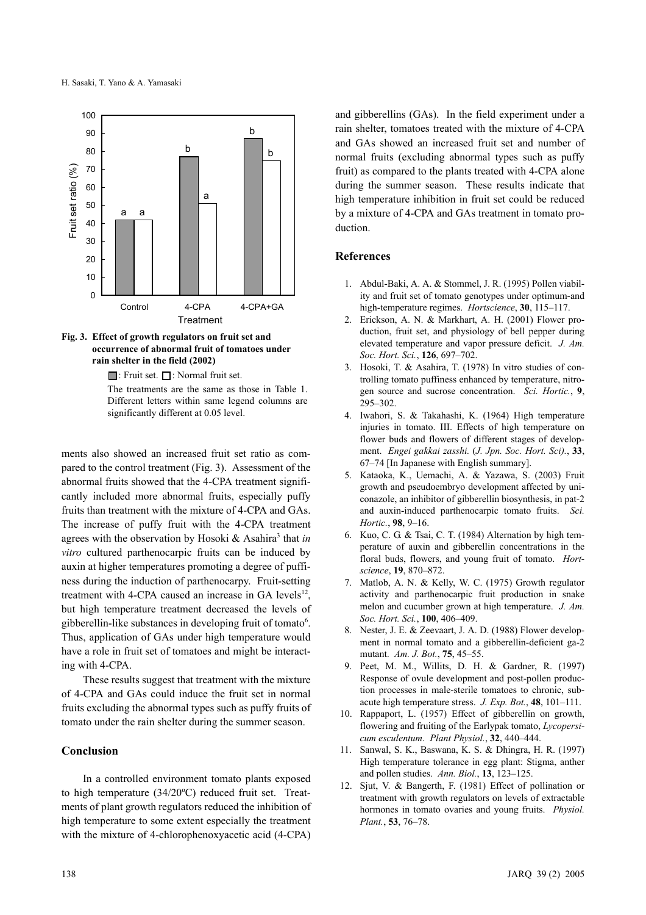100
90
80
70
60
50
40
30
20
10
0

Fruit set ratio (%)

a a

b

a

b

b

Control 4-CPA 4-CPA+GA

Treatment

**Fig. 3. Effect of growth regulators on fruit set and occurrence of abnormal fruit of tomatoes under rain shelter in the field (2002)**

■: Fruit set. □: Normal fruit set.

The treatments are the same as those in Table 1. Different letters within same legend columns are significantly different at 0.05 level.

ments also showed an increased fruit set ratio as compared to the control treatment (Fig. 3). Assessment of the abnormal fruits showed that the 4-CPA treatment significantly included more abnormal fruits, especially puffy fruits than treatment with the mixture of 4-CPA and GAs. The increase of puffy fruit with the 4-CPA treatment agrees with the observation by Hosoki & Asahira[3] that *in vitro* cultured parthenocarpic fruits can be induced by auxin at higher temperatures promoting a degree of puffiness during the induction of parthenocarpy. Fruit-setting treatment with 4-CPA caused an increase in GA levels[12], but high temperature treatment decreased the levels of gibberellin-like substances in developing fruit of tomato[6]. Thus, application of GAs under high temperature would have a role in fruit set of tomatoes and might be interacting with 4-CPA.

These results suggest that treatment with the mixture of 4-CPA and GAs could induce the fruit set in normal fruits excluding the abnormal types such as puffy fruits of tomato under the rain shelter during the summer season.

## Conclusion

In a controlled environment tomato plants exposed to high temperature (34/20ºC) reduced fruit set. Treatments of plant growth regulators reduced the inhibition of high temperature to some extent especially the treatment with the mixture of 4-chlorophenoxyacetic acid (4-CPA) and gibberellins (GAs). In the field experiment under a rain shelter, tomatoes treated with the mixture of 4-CPA and GAs showed an increased fruit set and number of normal fruits (excluding abnormal types such as puffy fruit) as compared to the plants treated with 4-CPA alone during the summer season. These results indicate that high temperature inhibition in fruit set could be reduced by a mixture of 4-CPA and GAs treatment in tomato production.

## References

1. Abdul-Baki, A. A. & Stommel, J. R. (1995) Pollen viability and fruit set of tomato genotypes under optimum-and high-temperature regimes. *Hortscience*, **30**, 115–117.
2. Erickson, A. N. & Markhart, A. H. (2001) Flower production, fruit set, and physiology of bell pepper during elevated temperature and vapor pressure deficit. *J. Am. Soc. Hort. Sci.*, **126**, 697–702.
3. Hosoki, T. & Asahira, T. (1978) In vitro studies of controlling tomato puffiness enhanced by temperature, nitrogen source and sucrose concentration. *Sci. Hortic.*, **9**, 295–302.
4. Iwahori, S. & Takahashi, K. (1964) High temperature injuries in tomato. III. Effects of high temperature on flower buds and flowers of different stages of development. *Engei gakkai zasshi.* (*J. Jpn. Soc. Hort. Sci).*, **33**, 67–74 [In Japanese with English summary].
5. Kataoka, K., Uemachi, A. & Yazawa, S. (2003) Fruit growth and pseudoembryo development affected by uniconazole, an inhibitor of gibberellin biosynthesis, in pat-2 and auxin-induced parthenocarpic tomato fruits. *Sci. Hortic.*, **98**, 9–16.
6. Kuo, C. G. & Tsai, C. T. (1984) Alternation by high temperature of auxin and gibberellin concentrations in the floral buds, flowers, and young fruit of tomato. *Hortscience*, **19**, 870–872.
7. Matlob, A. N. & Kelly, W. C. (1975) Growth regulator activity and parthenocarpic fruit production in snake melon and cucumber grown at high temperature. *J. Am. Soc. Hort. Sci.*, **100**, 406–409.
8. Nester, J. E. & Zeevaart, J. A. D. (1988) Flower development in normal tomato and a gibberellin-deficient ga-2 mutant. *Am. J. Bot.*, **75**, 45–55.
9. Peet, M. M., Willits, D. H. & Gardner, R. (1997) Response of ovule development and post-pollen production processes in male-sterile tomatoes to chronic, subacute high temperature stress. *J. Exp. Bot.*, **48**, 101–111.
10. Rappaport, L. (1957) Effect of gibberellin on growth, flowering and fruiting of the Earlypak tomato, *Lycopersicum esculentum*. *Plant Physiol.*, **32**, 440–444.
11. Sanwal, S. K., Baswana, K. S. & Dhingra, H. R. (1997) High temperature tolerance in egg plant: Stigma, anther and pollen studies. *Ann. Biol.*, **13**, 123–125.
12. Sjut, V. & Bangerth, F. (1981) Effect of pollination or treatment with growth regulators on levels of extractable hormones in tomato ovaries and young fruits. *Physiol. Plant.*, **53**, 76–78.